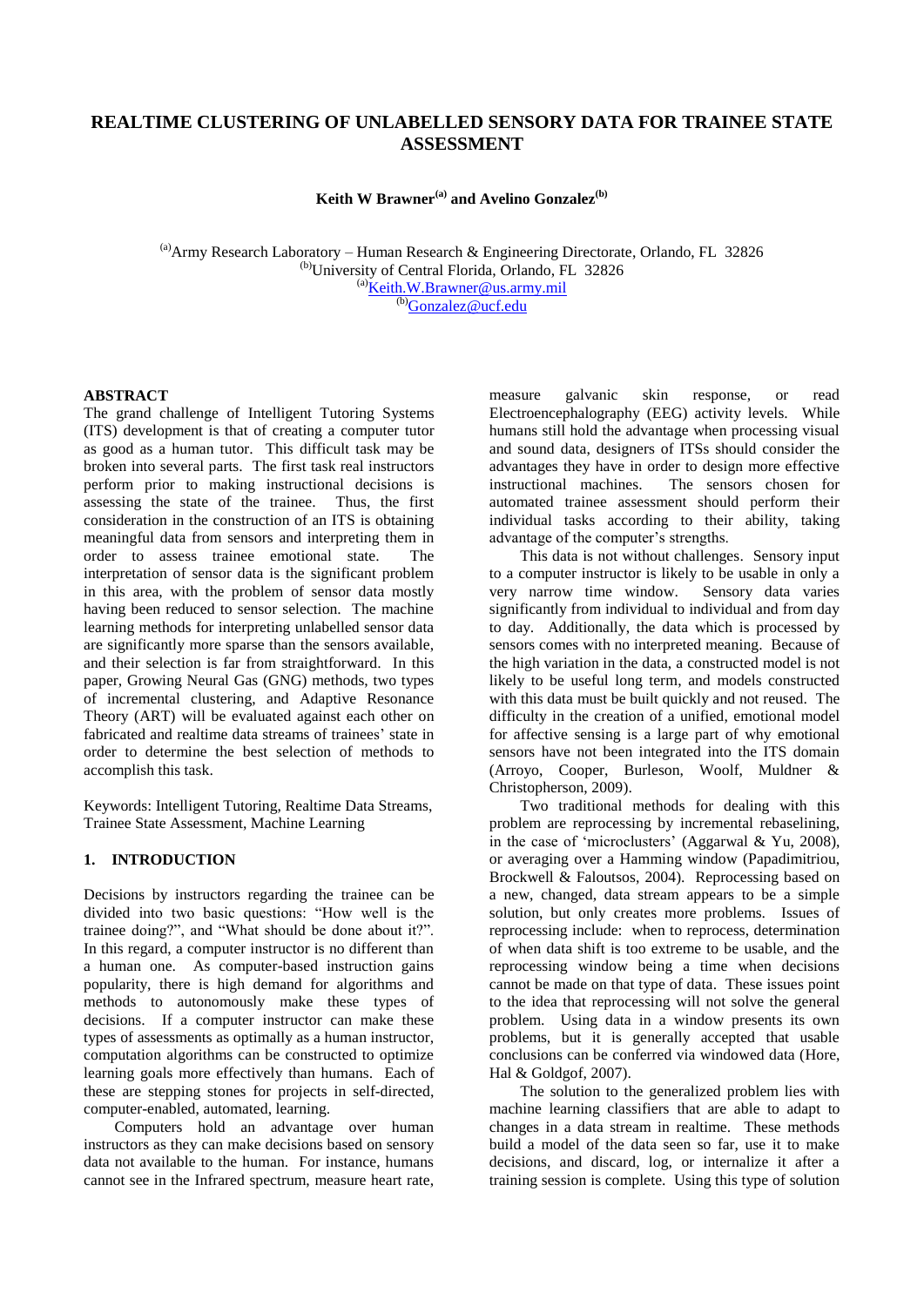# REALTIME CLUSTERING OF UNLABELLED SENSORY DATA FOR TRAINEE STATE ASSESSMENT

**Keith W Brawner[(a)] and Avelino Gonzalez[(b)]**

[(a)]Army Research Laboratory – Human Research & Engineering Directorate, Orlando, FL 32826
[(b)]University of Central Florida, Orlando, FL 32826
[(a)]Keith.W.Brawner@us.army.mil
[(b)]Gonzalez@ucf.edu

## ABSTRACT

The grand challenge of Intelligent Tutoring Systems (ITS) development is that of creating a computer tutor as good as a human tutor. This difficult task may be broken into several parts. The first task real instructors perform prior to making instructional decisions is assessing the state of the trainee. Thus, the first consideration in the construction of an ITS is obtaining meaningful data from sensors and interpreting them in order to assess trainee emotional state. The interpretation of sensor data is the significant problem in this area, with the problem of sensor data mostly having been reduced to sensor selection. The machine learning methods for interpreting unlabelled sensor data are significantly more sparse than the sensors available, and their selection is far from straightforward. In this paper, Growing Neural Gas (GNG) methods, two types of incremental clustering, and Adaptive Resonance Theory (ART) will be evaluated against each other on fabricated and realtime data streams of trainees' state in order to determine the best selection of methods to accomplish this task.

Keywords: Intelligent Tutoring, Realtime Data Streams, Trainee State Assessment, Machine Learning

## 1. INTRODUCTION

Decisions by instructors regarding the trainee can be divided into two basic questions: "How well is the trainee doing?", and "What should be done about it?". In this regard, a computer instructor is no different than a human one. As computer-based instruction gains popularity, there is high demand for algorithms and methods to autonomously make these types of decisions. If a computer instructor can make these types of assessments as optimally as a human instructor, computation algorithms can be constructed to optimize learning goals more effectively than humans. Each of these are stepping stones for projects in self-directed, computer-enabled, automated, learning.

Computers hold an advantage over human instructors as they can make decisions based on sensory data not available to the human. For instance, humans cannot see in the Infrared spectrum, measure heart rate, measure galvanic skin response, or read Electroencephalography (EEG) activity levels. While humans still hold the advantage when processing visual and sound data, designers of ITSs should consider the advantages they have in order to design more effective instructional machines. The sensors chosen for automated trainee assessment should perform their individual tasks according to their ability, taking advantage of the computer's strengths.

This data is not without challenges. Sensory input to a computer instructor is likely to be usable in only a very narrow time window. Sensory data varies significantly from individual to individual and from day to day. Additionally, the data which is processed by sensors comes with no interpreted meaning. Because of the high variation in the data, a constructed model is not likely to be useful long term, and models constructed with this data must be built quickly and not reused. The difficulty in the creation of a unified, emotional model for affective sensing is a large part of why emotional sensors have not been integrated into the ITS domain (Arroyo, Cooper, Burleson, Woolf, Muldner & Christopherson, 2009).

Two traditional methods for dealing with this problem are reprocessing by incremental rebaselining, in the case of 'microclusters' (Aggarwal & Yu, 2008), or averaging over a Hamming window (Papadimitriou, Brockwell & Faloutsos, 2004). Reprocessing based on a new, changed, data stream appears to be a simple solution, but only creates more problems. Issues of reprocessing include: when to reprocess, determination of when data shift is too extreme to be usable, and the reprocessing window being a time when decisions cannot be made on that type of data. These issues point to the idea that reprocessing will not solve the general problem. Using data in a window presents its own problems, but it is generally accepted that usable conclusions can be conferred via windowed data (Hore, Hal & Goldgof, 2007).

The solution to the generalized problem lies with machine learning classifiers that are able to adapt to changes in a data stream in realtime. These methods build a model of the data seen so far, use it to make decisions, and discard, log, or internalize it after a training session is complete. Using this type of solution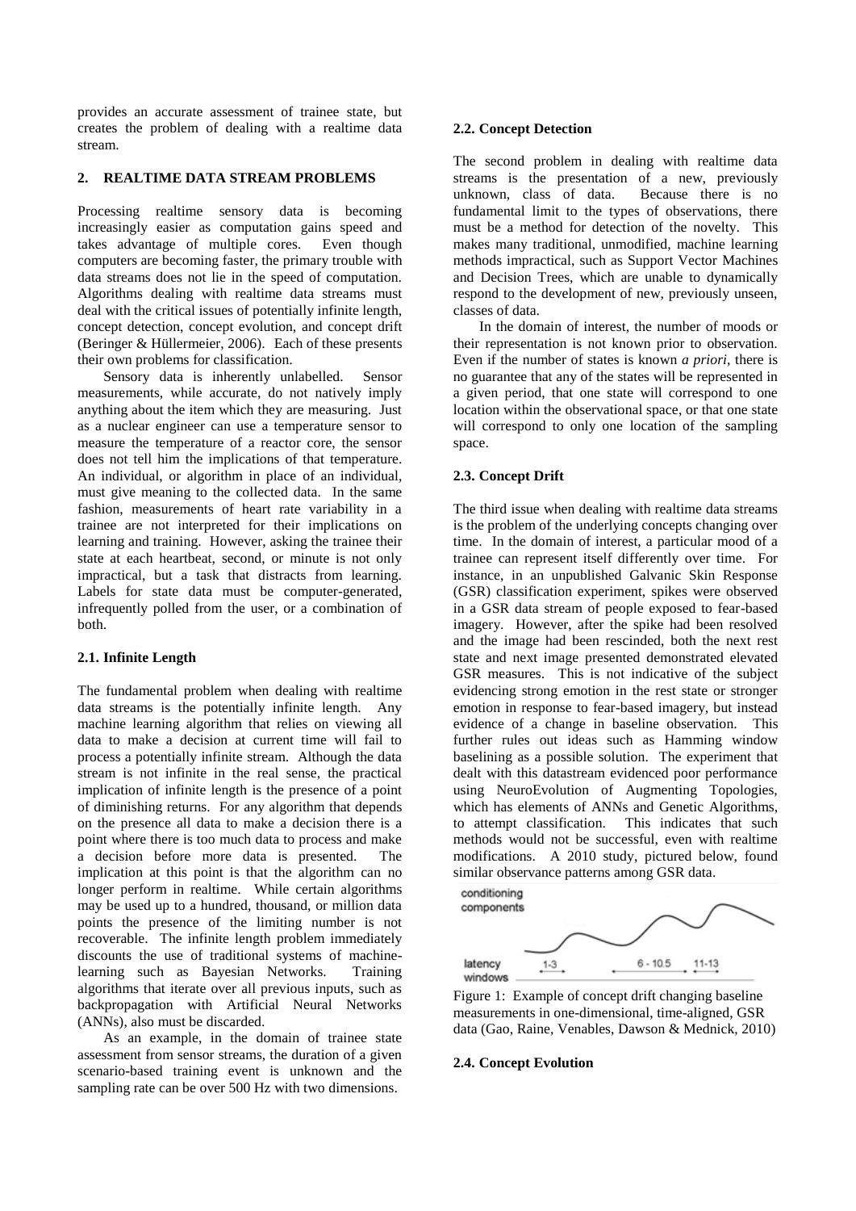provides an accurate assessment of trainee state, but creates the problem of dealing with a realtime data stream.

## 2. REALTIME DATA STREAM PROBLEMS

Processing realtime sensory data is becoming increasingly easier as computation gains speed and takes advantage of multiple cores. Even though computers are becoming faster, the primary trouble with data streams does not lie in the speed of computation. Algorithms dealing with realtime data streams must deal with the critical issues of potentially infinite length, concept detection, concept evolution, and concept drift (Beringer & Hüllermeier, 2006). Each of these presents their own problems for classification.

Sensory data is inherently unlabelled. Sensor measurements, while accurate, do not natively imply anything about the item which they are measuring. Just as a nuclear engineer can use a temperature sensor to measure the temperature of a reactor core, the sensor does not tell him the implications of that temperature. An individual, or algorithm in place of an individual, must give meaning to the collected data. In the same fashion, measurements of heart rate variability in a trainee are not interpreted for their implications on learning and training. However, asking the trainee their state at each heartbeat, second, or minute is not only impractical, but a task that distracts from learning. Labels for state data must be computer-generated, infrequently polled from the user, or a combination of both.

### 2.1. Infinite Length

The fundamental problem when dealing with realtime data streams is the potentially infinite length. Any machine learning algorithm that relies on viewing all data to make a decision at current time will fail to process a potentially infinite stream. Although the data stream is not infinite in the real sense, the practical implication of infinite length is the presence of a point of diminishing returns. For any algorithm that depends on the presence all data to make a decision there is a point where there is too much data to process and make a decision before more data is presented. The implication at this point is that the algorithm can no longer perform in realtime. While certain algorithms may be used up to a hundred, thousand, or million data points the presence of the limiting number is not recoverable. The infinite length problem immediately discounts the use of traditional systems of machine-learning such as Bayesian Networks. Training algorithms that iterate over all previous inputs, such as backpropagation with Artificial Neural Networks (ANNs), also must be discarded.

As an example, in the domain of trainee state assessment from sensor streams, the duration of a given scenario-based training event is unknown and the sampling rate can be over 500 Hz with two dimensions.

### 2.2. Concept Detection

The second problem in dealing with realtime data streams is the presentation of a new, previously unknown, class of data. Because there is no fundamental limit to the types of observations, there must be a method for detection of the novelty. This makes many traditional, unmodified, machine learning methods impractical, such as Support Vector Machines and Decision Trees, which are unable to dynamically respond to the development of new, previously unseen, classes of data.

In the domain of interest, the number of moods or their representation is not known prior to observation. Even if the number of states is known *a priori*, there is no guarantee that any of the states will be represented in a given period, that one state will correspond to one location within the observational space, or that one state will correspond to only one location of the sampling space.

### 2.3. Concept Drift

The third issue when dealing with realtime data streams is the problem of the underlying concepts changing over time. In the domain of interest, a particular mood of a trainee can represent itself differently over time. For instance, in an unpublished Galvanic Skin Response (GSR) classification experiment, spikes were observed in a GSR data stream of people exposed to fear-based imagery. However, after the spike had been resolved and the image had been rescinded, both the next rest state and next image presented demonstrated elevated GSR measures. This is not indicative of the subject evidencing strong emotion in the rest state or stronger emotion in response to fear-based imagery, but instead evidence of a change in baseline observation. This further rules out ideas such as Hamming window baselining as a possible solution. The experiment that dealt with this datastream evidenced poor performance using NeuroEvolution of Augmenting Topologies, which has elements of ANNs and Genetic Algorithms, to attempt classification. This indicates that such methods would not be successful, even with realtime modifications. A 2010 study, pictured below, found similar observance patterns among GSR data.

Figure 1: Example of concept drift changing baseline measurements in one-dimensional, time-aligned, GSR data (Gao, Raine, Venables, Dawson & Mednick, 2010)

### 2.4. Concept Evolution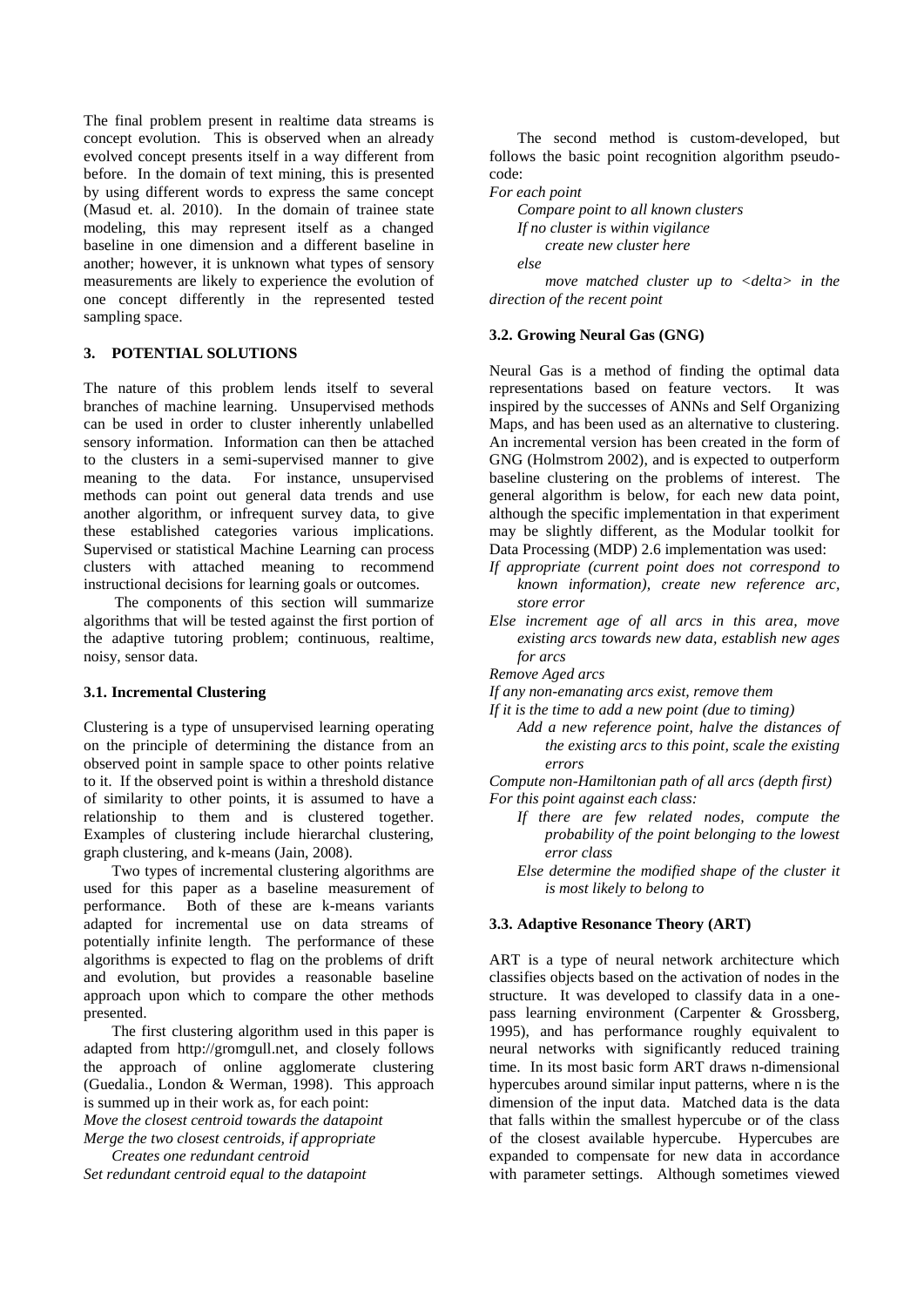The final problem present in realtime data streams is concept evolution. This is observed when an already evolved concept presents itself in a way different from before. In the domain of text mining, this is presented by using different words to express the same concept (Masud et. al. 2010). In the domain of trainee state modeling, this may represent itself as a changed baseline in one dimension and a different baseline in another; however, it is unknown what types of sensory measurements are likely to experience the evolution of one concept differently in the represented tested sampling space.

## 3. POTENTIAL SOLUTIONS

The nature of this problem lends itself to several branches of machine learning. Unsupervised methods can be used in order to cluster inherently unlabelled sensory information. Information can then be attached to the clusters in a semi-supervised manner to give meaning to the data. For instance, unsupervised methods can point out general data trends and use another algorithm, or infrequent survey data, to give these established categories various implications. Supervised or statistical Machine Learning can process clusters with attached meaning to recommend instructional decisions for learning goals or outcomes.

The components of this section will summarize algorithms that will be tested against the first portion of the adaptive tutoring problem; continuous, realtime, noisy, sensor data.

### 3.1. Incremental Clustering

Clustering is a type of unsupervised learning operating on the principle of determining the distance from an observed point in sample space to other points relative to it. If the observed point is within a threshold distance of similarity to other points, it is assumed to have a relationship to them and is clustered together. Examples of clustering include hierarchal clustering, graph clustering, and k-means (Jain, 2008).

Two types of incremental clustering algorithms are used for this paper as a baseline measurement of performance. Both of these are k-means variants adapted for incremental use on data streams of potentially infinite length. The performance of these algorithms is expected to flag on the problems of drift and evolution, but provides a reasonable baseline approach upon which to compare the other methods presented.

The first clustering algorithm used in this paper is adapted from http://gromgull.net, and closely follows the approach of online agglomerate clustering (Guedalia., London & Werman, 1998). This approach is summed up in their work as, for each point:

*Move the closest centroid towards the datapoint*
*Merge the two closest centroids, if appropriate*
    *Creates one redundant centroid*
*Set redundant centroid equal to the datapoint*

The second method is custom-developed, but follows the basic point recognition algorithm pseudo-code:

*For each point*
    *Compare point to all known clusters*
    *If no cluster is within vigilance*
        *create new cluster here*
    *else*
        *move matched cluster up to <delta> in the direction of the recent point*

### 3.2. Growing Neural Gas (GNG)

Neural Gas is a method of finding the optimal data representations based on feature vectors. It was inspired by the successes of ANNs and Self Organizing Maps, and has been used as an alternative to clustering. An incremental version has been created in the form of GNG (Holmstrom 2002), and is expected to outperform baseline clustering on the problems of interest. The general algorithm is below, for each new data point, although the specific implementation in that experiment may be slightly different, as the Modular toolkit for Data Processing (MDP) 2.6 implementation was used:

*If appropriate (current point does not correspond to known information), create new reference arc, store error*
*Else increment age of all arcs in this area, move existing arcs towards new data, establish new ages for arcs*
*Remove Aged arcs*
*If any non-emanating arcs exist, remove them*
*If it is the time to add a new point (due to timing)*
    *Add a new reference point, halve the distances of the existing arcs to this point, scale the existing errors*
*Compute non-Hamiltonian path of all arcs (depth first)*
*For this point against each class:*
    *If there are few related nodes, compute the probability of the point belonging to the lowest error class*
    *Else determine the modified shape of the cluster it is most likely to belong to*

### 3.3. Adaptive Resonance Theory (ART)

ART is a type of neural network architecture which classifies objects based on the activation of nodes in the structure. It was developed to classify data in a one-pass learning environment (Carpenter & Grossberg, 1995), and has performance roughly equivalent to neural networks with significantly reduced training time. In its most basic form ART draws n-dimensional hypercubes around similar input patterns, where n is the dimension of the input data. Matched data is the data that falls within the smallest hypercube or of the class of the closest available hypercube. Hypercubes are expanded to compensate for new data in accordance with parameter settings. Although sometimes viewed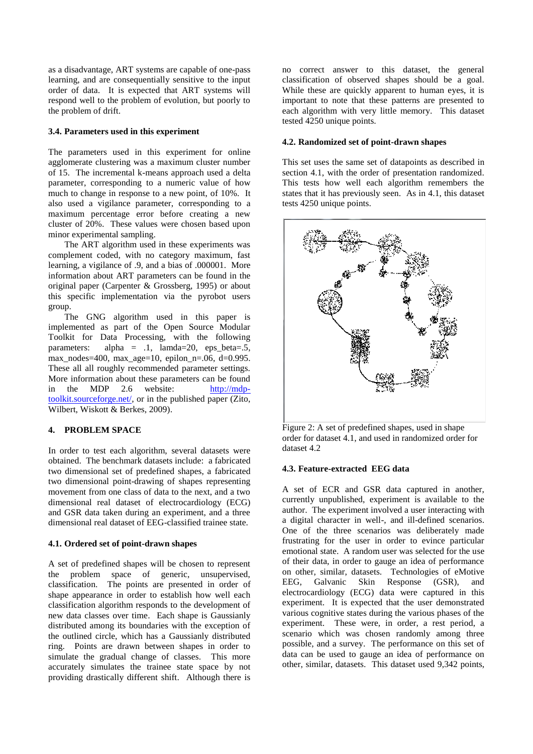as a disadvantage, ART systems are capable of one-pass learning, and are consequentially sensitive to the input order of data. It is expected that ART systems will respond well to the problem of evolution, but poorly to the problem of drift.

### 3.4. Parameters used in this experiment

The parameters used in this experiment for online agglomerate clustering was a maximum cluster number of 15. The incremental k-means approach used a delta parameter, corresponding to a numeric value of how much to change in response to a new point, of 10%. It also used a vigilance parameter, corresponding to a maximum percentage error before creating a new cluster of 20%. These values were chosen based upon minor experimental sampling.

The ART algorithm used in these experiments was complement coded, with no category maximum, fast learning, a vigilance of .9, and a bias of .000001. More information about ART parameters can be found in the original paper (Carpenter & Grossberg, 1995) or about this specific implementation via the pyrobot users group.

The GNG algorithm used in this paper is implemented as part of the Open Source Modular Toolkit for Data Processing, with the following parameters: alpha = .1, lamda=20, eps_beta=.5, max_nodes=400, max_age=10, epilon_n=.06, d=0.995. These all all roughly recommended parameter settings. More information about these parameters can be found in the MDP 2.6 website: http://mdp-toolkit.sourceforge.net/, or in the published paper (Zito, Wilbert, Wiskott & Berkes, 2009).

## 4. PROBLEM SPACE

In order to test each algorithm, several datasets were obtained. The benchmark datasets include: a fabricated two dimensional set of predefined shapes, a fabricated two dimensional point-drawing of shapes representing movement from one class of data to the next, and a two dimensional real dataset of electrocardiology (ECG) and GSR data taken during an experiment, and a three dimensional real dataset of EEG-classified trainee state.

### 4.1. Ordered set of point-drawn shapes

A set of predefined shapes will be chosen to represent the problem space of generic, unsupervised, classification. The points are presented in order of shape appearance in order to establish how well each classification algorithm responds to the development of new data classes over time. Each shape is Gaussianly distributed among its boundaries with the exception of the outlined circle, which has a Gaussianly distributed ring. Points are drawn between shapes in order to simulate the gradual change of classes. This more accurately simulates the trainee state space by not providing drastically different shift. Although there is no correct answer to this dataset, the general classification of observed shapes should be a goal. While these are quickly apparent to human eyes, it is important to note that these patterns are presented to each algorithm with very little memory. This dataset tested 4250 unique points.

### 4.2. Randomized set of point-drawn shapes

This set uses the same set of datapoints as described in section 4.1, with the order of presentation randomized. This tests how well each algorithm remembers the states that it has previously seen. As in 4.1, this dataset tests 4250 unique points.

Figure 2: A set of predefined shapes, used in shape order for dataset 4.1, and used in randomized order for dataset 4.2

### 4.3. Feature-extracted EEG data

A set of ECR and GSR data captured in another, currently unpublished, experiment is available to the author. The experiment involved a user interacting with a digital character in well-, and ill-defined scenarios. One of the three scenarios was deliberately made frustrating for the user in order to evince particular emotional state. A random user was selected for the use of their data, in order to gauge an idea of performance on other, similar, datasets. Technologies of eMotive EEG, Galvanic Skin Response (GSR), and electrocardiology (ECG) data were captured in this experiment. It is expected that the user demonstrated various cognitive states during the various phases of the experiment. These were, in order, a rest period, a scenario which was chosen randomly among three possible, and a survey. The performance on this set of data can be used to gauge an idea of performance on other, similar, datasets. This dataset used 9,342 points,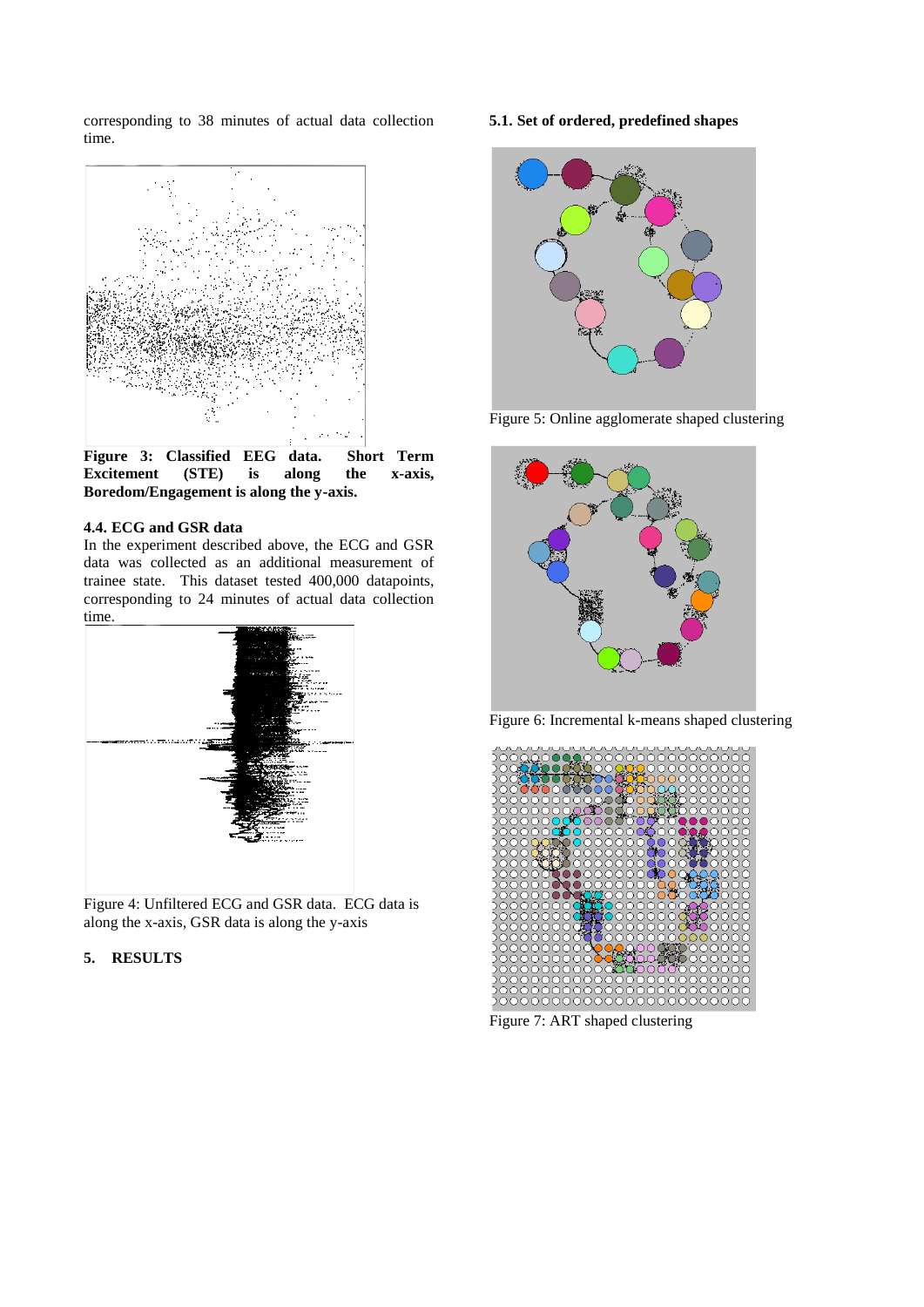corresponding to 38 minutes of actual data collection time.

**Figure 3: Classified EEG data. Short Term Excitement (STE) is along the x-axis, Boredom/Engagement is along the y-axis.**

### 4.4. ECG and GSR data

In the experiment described above, the ECG and GSR data was collected as an additional measurement of trainee state. This dataset tested 400,000 datapoints, corresponding to 24 minutes of actual data collection time.

Figure 4: Unfiltered ECG and GSR data. ECG data is along the x-axis, GSR data is along the y-axis

## 5. RESULTS

### 5.1. Set of ordered, predefined shapes

Figure 5: Online agglomerate shaped clustering

Figure 6: Incremental k-means shaped clustering

Figure 7: ART shaped clustering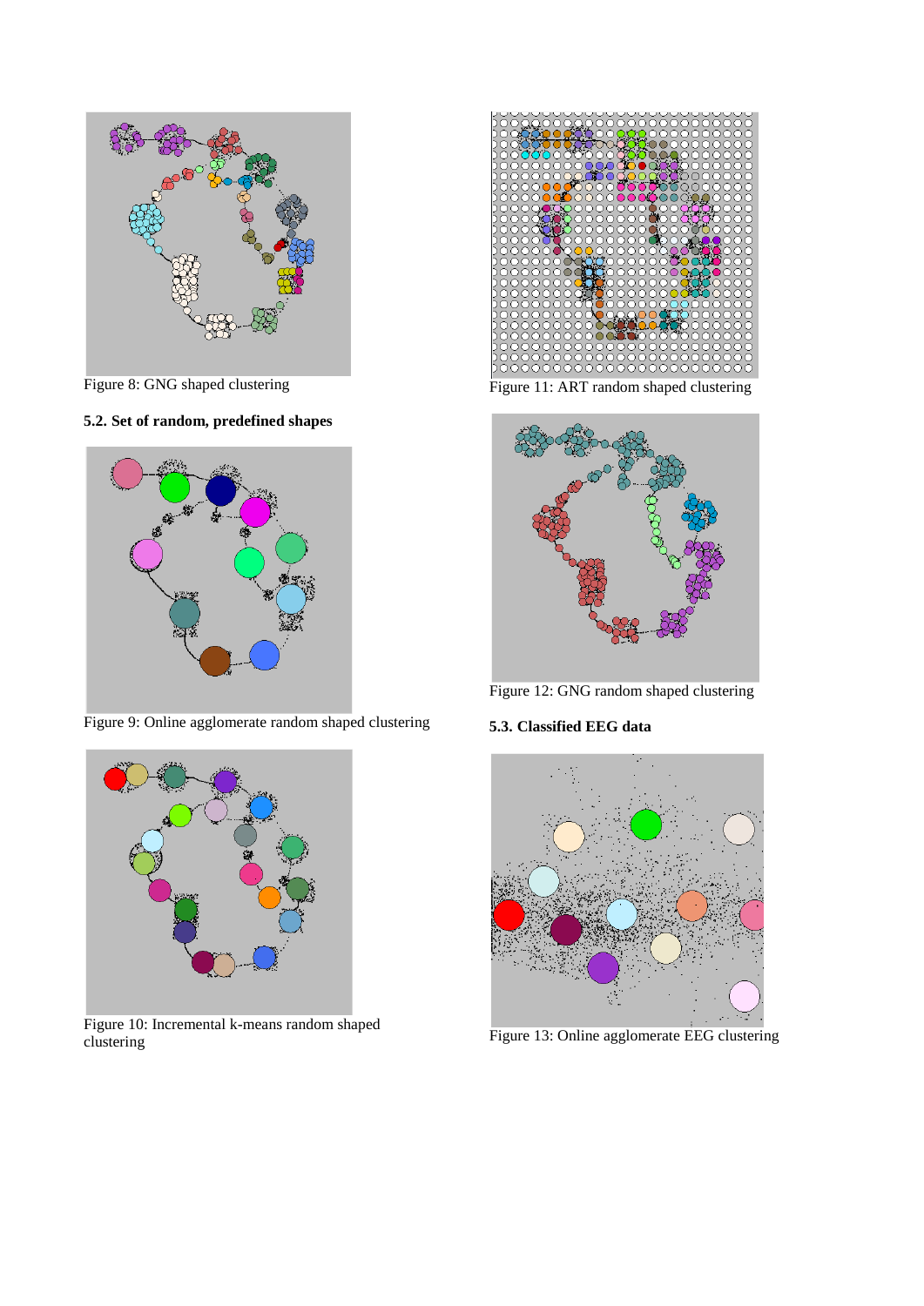Figure 8: GNG shaped clustering

### 5.2. Set of random, predefined shapes

Figure 9: Online agglomerate random shaped clustering

Figure 10: Incremental k-means random shaped clustering

Figure 11: ART random shaped clustering

Figure 12: GNG random shaped clustering

### 5.3. Classified EEG data

Figure 13: Online agglomerate EEG clustering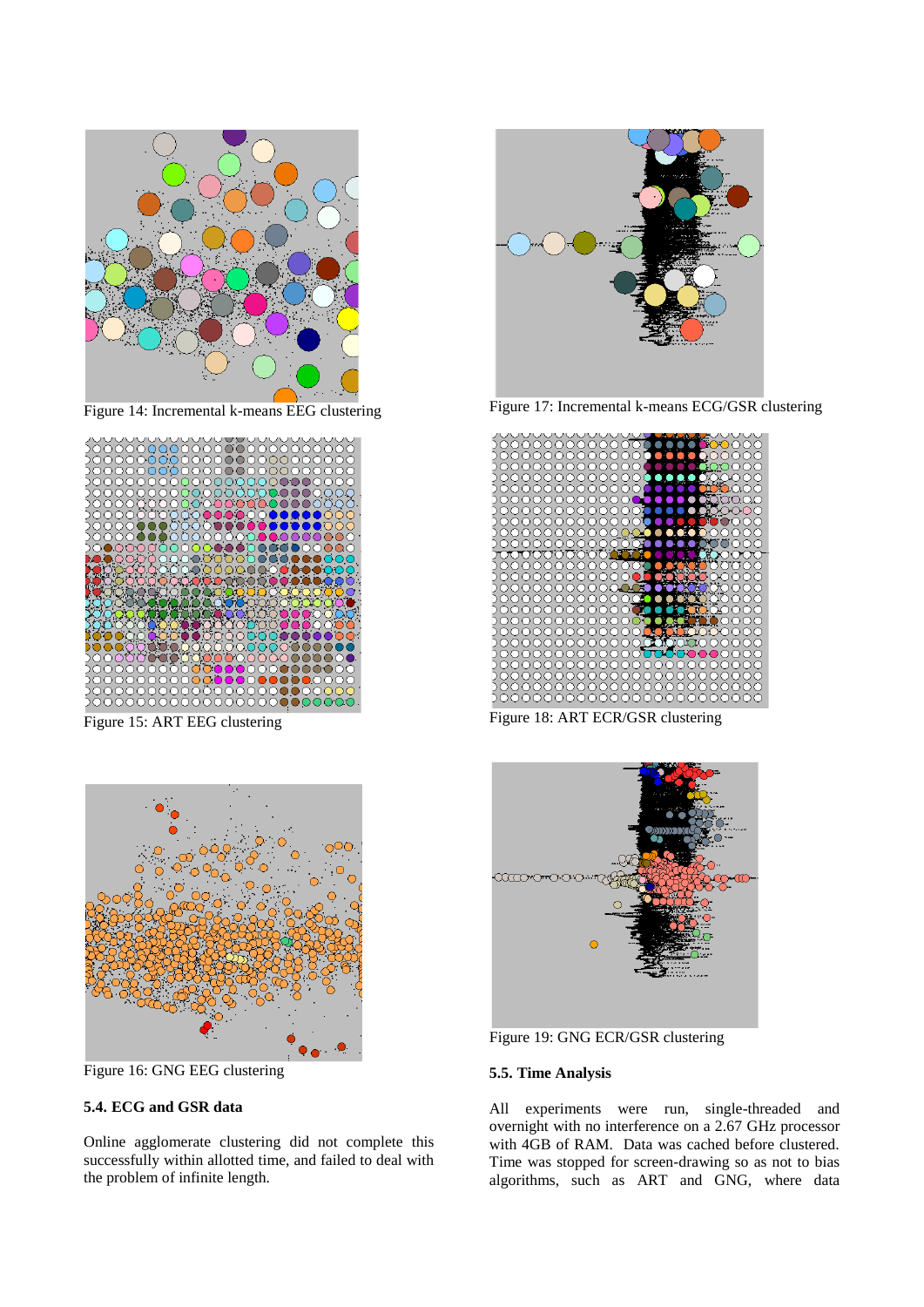Figure 14: Incremental k-means EEG clustering

Figure 15: ART EEG clustering

Figure 16: GNG EEG clustering

### 5.4. ECG and GSR data

Online agglomerate clustering did not complete this successfully within allotted time, and failed to deal with the problem of infinite length.

Figure 17: Incremental k-means ECG/GSR clustering

Figure 18: ART ECR/GSR clustering

Figure 19: GNG ECR/GSR clustering

### 5.5. Time Analysis

All experiments were run, single-threaded and overnight with no interference on a 2.67 GHz processor with 4GB of RAM. Data was cached before clustered. Time was stopped for screen-drawing so as not to bias algorithms, such as ART and GNG, where data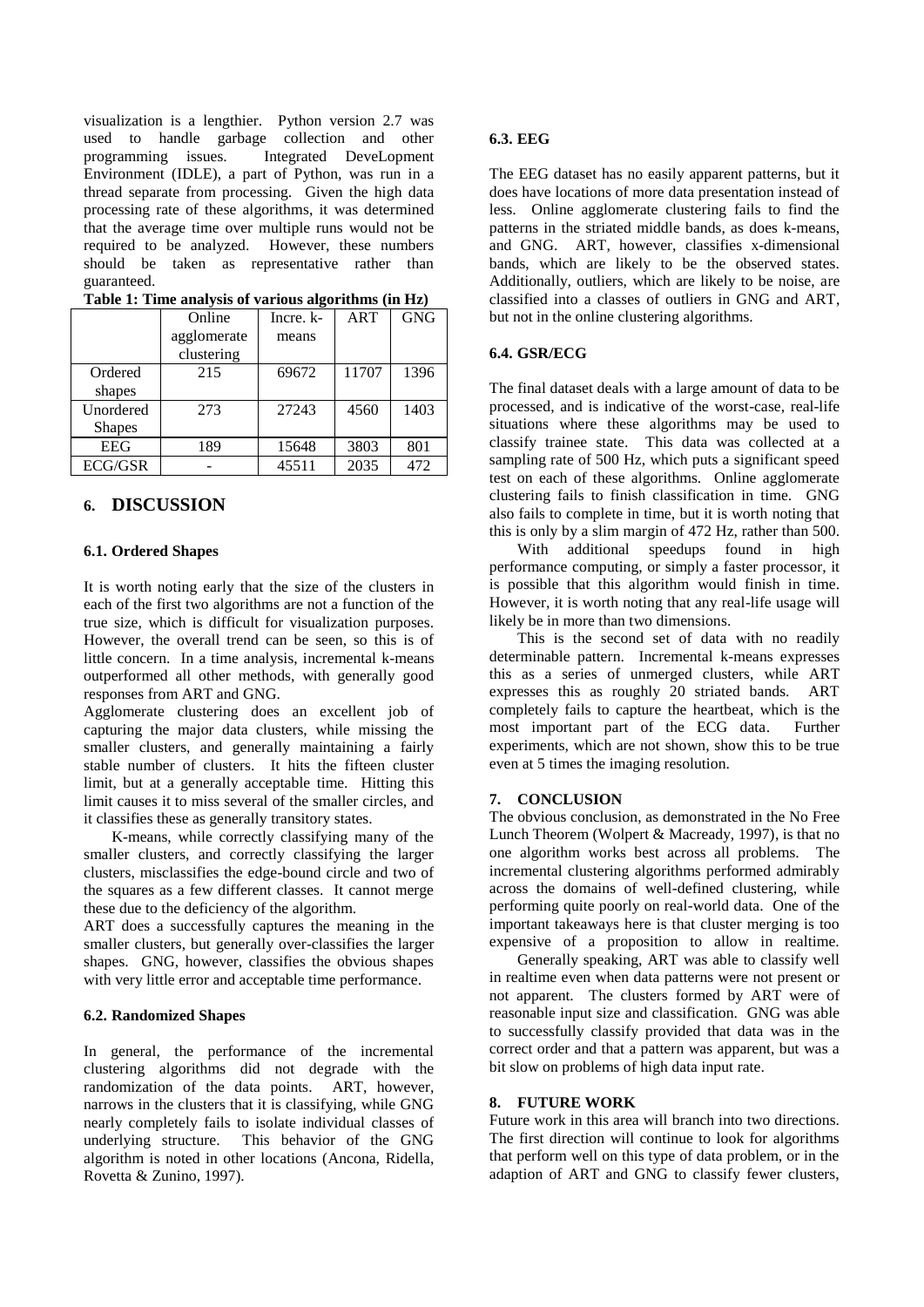visualization is a lengthier. Python version 2.7 was used to handle garbage collection and other programming issues. Integrated DeveLopment Environment (IDLE), a part of Python, was run in a thread separate from processing. Given the high data processing rate of these algorithms, it was determined that the average time over multiple runs would not be required to be analyzed. However, these numbers should be taken as representative rather than guaranteed.

**Table 1: Time analysis of various algorithms (in Hz)**

| | Online agglomerate clustering | Incre. k-means | ART | GNG |
|---|---|---|---|---|
| Ordered shapes | 215 | 69672 | 11707 | 1396 |
| Unordered Shapes | 273 | 27243 | 4560 | 1403 |
| EEG | 189 | 15648 | 3803 | 801 |
| ECG/GSR | - | 45511 | 2035 | 472 |

## 6. DISCUSSION

### 6.1. Ordered Shapes

It is worth noting early that the size of the clusters in each of the first two algorithms are not a function of the true size, which is difficult for visualization purposes. However, the overall trend can be seen, so this is of little concern. In a time analysis, incremental k-means outperformed all other methods, with generally good responses from ART and GNG.

Agglomerate clustering does an excellent job of capturing the major data clusters, while missing the smaller clusters, and generally maintaining a fairly stable number of clusters. It hits the fifteen cluster limit, but at a generally acceptable time. Hitting this limit causes it to miss several of the smaller circles, and it classifies these as generally transitory states.

K-means, while correctly classifying many of the smaller clusters, and correctly classifying the larger clusters, misclassifies the edge-bound circle and two of the squares as a few different classes. It cannot merge these due to the deficiency of the algorithm.

ART does a successfully captures the meaning in the smaller clusters, but generally over-classifies the larger shapes. GNG, however, classifies the obvious shapes with very little error and acceptable time performance.

### 6.2. Randomized Shapes

In general, the performance of the incremental clustering algorithms did not degrade with the randomization of the data points. ART, however, narrows in the clusters that it is classifying, while GNG nearly completely fails to isolate individual classes of underlying structure. This behavior of the GNG algorithm is noted in other locations (Ancona, Ridella, Rovetta & Zunino, 1997).

### 6.3. EEG

The EEG dataset has no easily apparent patterns, but it does have locations of more data presentation instead of less. Online agglomerate clustering fails to find the patterns in the striated middle bands, as does k-means, and GNG. ART, however, classifies x-dimensional bands, which are likely to be the observed states. Additionally, outliers, which are likely to be noise, are classified into a classes of outliers in GNG and ART, but not in the online clustering algorithms.

### 6.4. GSR/ECG

The final dataset deals with a large amount of data to be processed, and is indicative of the worst-case, real-life situations where these algorithms may be used to classify trainee state. This data was collected at a sampling rate of 500 Hz, which puts a significant speed test on each of these algorithms. Online agglomerate clustering fails to finish classification in time. GNG also fails to complete in time, but it is worth noting that this is only by a slim margin of 472 Hz, rather than 500.

With additional speedups found in high performance computing, or simply a faster processor, it is possible that this algorithm would finish in time. However, it is worth noting that any real-life usage will likely be in more than two dimensions.

This is the second set of data with no readily determinable pattern. Incremental k-means expresses this as a series of unmerged clusters, while ART expresses this as roughly 20 striated bands. ART completely fails to capture the heartbeat, which is the most important part of the ECG data. Further experiments, which are not shown, show this to be true even at 5 times the imaging resolution.

## 7. CONCLUSION

The obvious conclusion, as demonstrated in the No Free Lunch Theorem (Wolpert & Macready, 1997), is that no one algorithm works best across all problems. The incremental clustering algorithms performed admirably across the domains of well-defined clustering, while performing quite poorly on real-world data. One of the important takeaways here is that cluster merging is too expensive of a proposition to allow in realtime.

Generally speaking, ART was able to classify well in realtime even when data patterns were not present or not apparent. The clusters formed by ART were of reasonable input size and classification. GNG was able to successfully classify provided that data was in the correct order and that a pattern was apparent, but was a bit slow on problems of high data input rate.

## 8. FUTURE WORK

Future work in this area will branch into two directions. The first direction will continue to look for algorithms that perform well on this type of data problem, or in the adaption of ART and GNG to classify fewer clusters,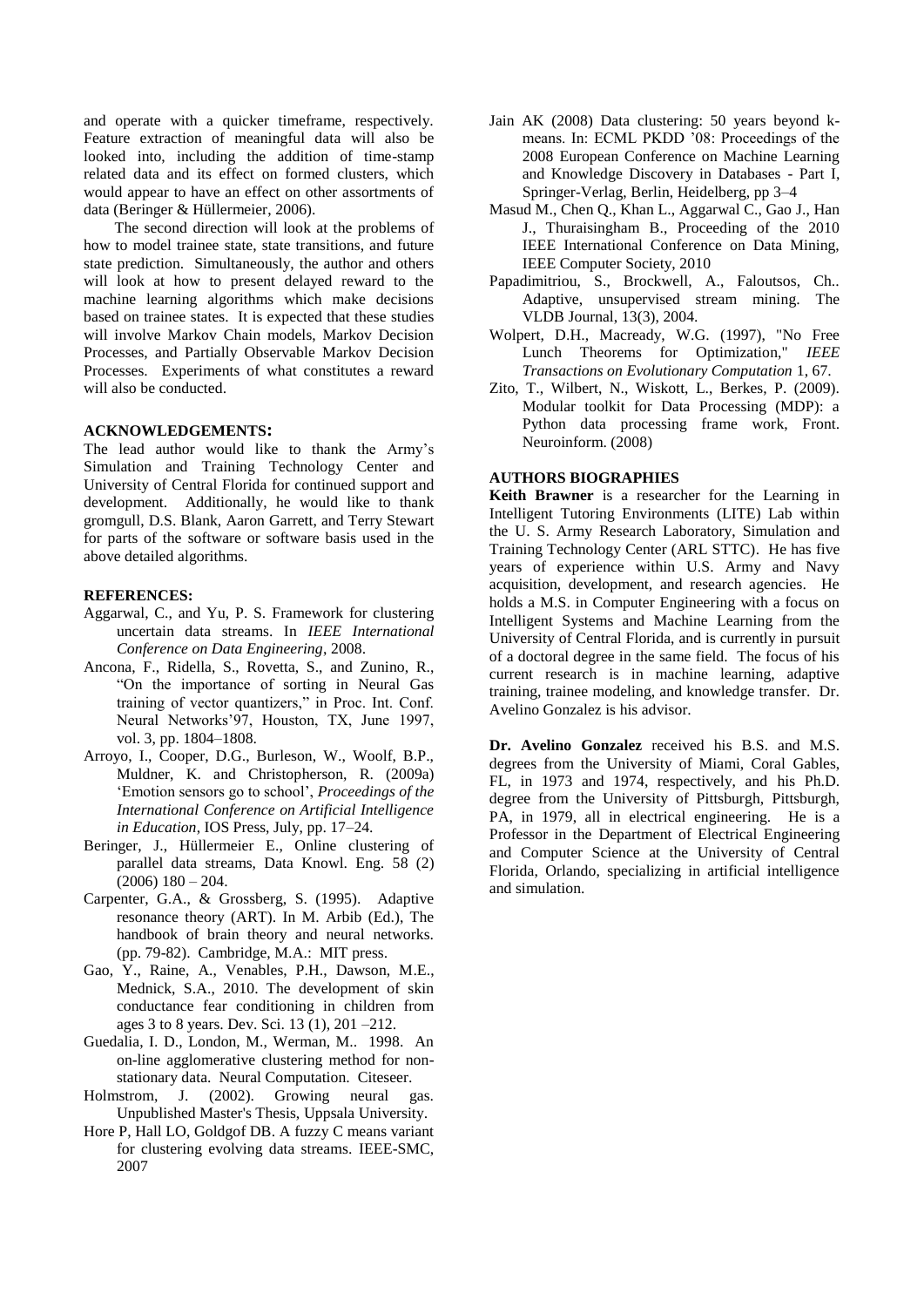and operate with a quicker timeframe, respectively. Feature extraction of meaningful data will also be looked into, including the addition of time-stamp related data and its effect on formed clusters, which would appear to have an effect on other assortments of data (Beringer & Hüllermeier, 2006).

The second direction will look at the problems of how to model trainee state, state transitions, and future state prediction. Simultaneously, the author and others will look at how to present delayed reward to the machine learning algorithms which make decisions based on trainee states. It is expected that these studies will involve Markov Chain models, Markov Decision Processes, and Partially Observable Markov Decision Processes. Experiments of what constitutes a reward will also be conducted.

## ACKNOWLEDGEMENTS:

The lead author would like to thank the Army's Simulation and Training Technology Center and University of Central Florida for continued support and development. Additionally, he would like to thank gromgull, D.S. Blank, Aaron Garrett, and Terry Stewart for parts of the software or software basis used in the above detailed algorithms.

## REFERENCES:

Aggarwal, C., and Yu, P. S. Framework for clustering uncertain data streams. In *IEEE International Conference on Data Engineering*, 2008.

Ancona, F., Ridella, S., Rovetta, S., and Zunino, R., "On the importance of sorting in Neural Gas training of vector quantizers," in Proc. Int. Conf. Neural Networks'97, Houston, TX, June 1997, vol. 3, pp. 1804–1808.

Arroyo, I., Cooper, D.G., Burleson, W., Woolf, B.P., Muldner, K. and Christopherson, R. (2009a) 'Emotion sensors go to school', *Proceedings of the International Conference on Artificial Intelligence in Education*, IOS Press, July, pp. 17–24.

Beringer, J., Hüllermeier E., Online clustering of parallel data streams, Data Knowl. Eng. 58 (2) (2006) 180 – 204.

Carpenter, G.A., & Grossberg, S. (1995). Adaptive resonance theory (ART). In M. Arbib (Ed.), The handbook of brain theory and neural networks. (pp. 79-82). Cambridge, M.A.: MIT press.

Gao, Y., Raine, A., Venables, P.H., Dawson, M.E., Mednick, S.A., 2010. The development of skin conductance fear conditioning in children from ages 3 to 8 years. Dev. Sci. 13 (1), 201 –212.

Guedalia, I. D., London, M., Werman, M.. 1998. An on-line agglomerative clustering method for non-stationary data. Neural Computation. Citeseer.

Holmstrom, J. (2002). Growing neural gas. Unpublished Master's Thesis, Uppsala University.

Hore P, Hall LO, Goldgof DB. A fuzzy C means variant for clustering evolving data streams. IEEE-SMC, 2007

Jain AK (2008) Data clustering: 50 years beyond k-means. In: ECML PKDD '08: Proceedings of the 2008 European Conference on Machine Learning and Knowledge Discovery in Databases - Part I, Springer-Verlag, Berlin, Heidelberg, pp 3–4

Masud M., Chen Q., Khan L., Aggarwal C., Gao J., Han J., Thuraisingham B., Proceeding of the 2010 IEEE International Conference on Data Mining, IEEE Computer Society, 2010

Papadimitriou, S., Brockwell, A., Faloutsos, Ch.. Adaptive, unsupervised stream mining. The VLDB Journal, 13(3), 2004.

Wolpert, D.H., Macready, W.G. (1997), "No Free Lunch Theorems for Optimization," *IEEE Transactions on Evolutionary Computation* 1, 67.

Zito, T., Wilbert, N., Wiskott, L., Berkes, P. (2009). Modular toolkit for Data Processing (MDP): a Python data processing frame work, Front. Neuroinform. (2008)

## AUTHORS BIOGRAPHIES

**Keith Brawner** is a researcher for the Learning in Intelligent Tutoring Environments (LITE) Lab within the U. S. Army Research Laboratory, Simulation and Training Technology Center (ARL STTC). He has five years of experience within U.S. Army and Navy acquisition, development, and research agencies. He holds a M.S. in Computer Engineering with a focus on Intelligent Systems and Machine Learning from the University of Central Florida, and is currently in pursuit of a doctoral degree in the same field. The focus of his current research is in machine learning, adaptive training, trainee modeling, and knowledge transfer. Dr. Avelino Gonzalez is his advisor.

**Dr. Avelino Gonzalez** received his B.S. and M.S. degrees from the University of Miami, Coral Gables, FL, in 1973 and 1974, respectively, and his Ph.D. degree from the University of Pittsburgh, Pittsburgh, PA, in 1979, all in electrical engineering. He is a Professor in the Department of Electrical Engineering and Computer Science at the University of Central Florida, Orlando, specializing in artificial intelligence and simulation.